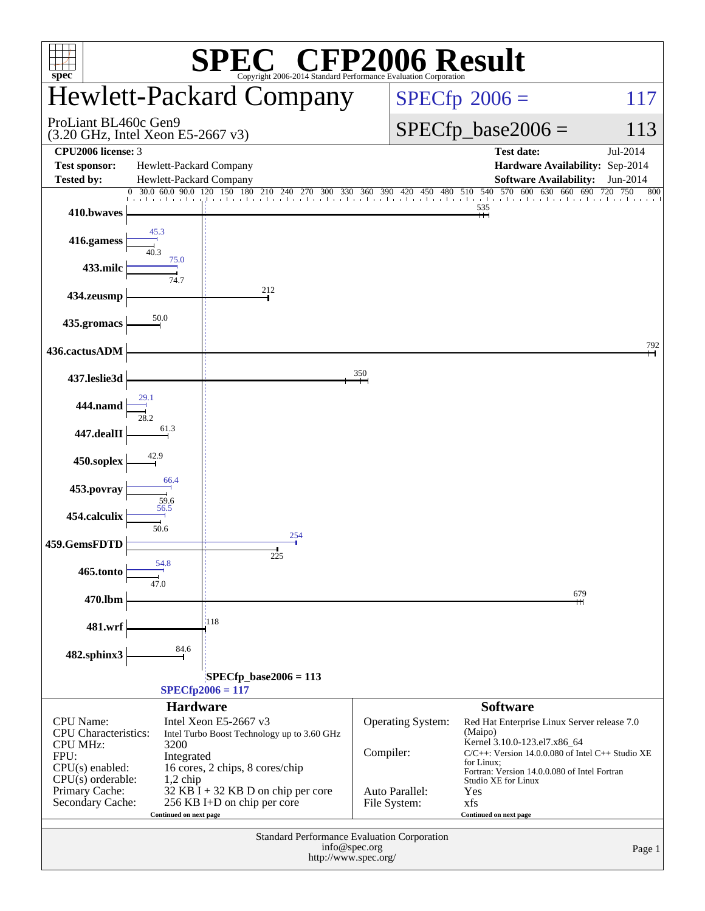# SPEC CFP2006 Result

Copyright 2006-2014 Standard Performance Evaluation Corporation

## Hewlett-Packard Company

ProLiant BL460c Gen9
(3.20 GHz, Intel Xeon E5-2667 v3)

SPECfp 2006 = 117

SPECfp_base2006 = 113

| | | | |
|---|---|---|---|
| **CPU2006 license:** 3 | | **Test date:** | Jul-2014 |
| **Test sponsor:** | Hewlett-Packard Company | **Hardware Availability:** | Sep-2014 |
| **Tested by:** | Hewlett-Packard Company | **Software Availability:** | Jun-2014 |

| Benchmark | Peak | Base |
|---|---|---|
| 410.bwaves | | 535 |
| 416.gamess | 45.3 | 40.3 |
| 433.milc | 75.0 | 74.7 |
| 434.zeusmp | | 212 |
| 435.gromacs | | 50.0 |
| 436.cactusADM | | 792 |
| 437.leslie3d | | 350 |
| 444.namd | 29.1 | 28.2 |
| 447.dealII | | 61.3 |
| 450.soplex | | 42.9 |
| 453.povray | 66.4 | 59.6 |
| 454.calculix | 56.5 | 50.6 |
| 459.GemsFDTD | 254 | 225 |
| 465.tonto | 54.8 | 47.0 |
| 470.lbm | | 679 |
| 481.wrf | | 118 |
| 482.sphinx3 | | 84.6 |

SPECfp_base2006 = 113

SPECfp2006 = 117

### Hardware

| | |
|---|---|
| CPU Name: | Intel Xeon E5-2667 v3 |
| CPU Characteristics: | Intel Turbo Boost Technology up to 3.60 GHz |
| CPU MHz: | 3200 |
| FPU: | Integrated |
| CPU(s) enabled: | 16 cores, 2 chips, 8 cores/chip |
| CPU(s) orderable: | 1,2 chip |
| Primary Cache: | 32 KB I + 32 KB D on chip per core |
| Secondary Cache: | 256 KB I+D on chip per core |

Continued on next page

### Software

| | |
|---|---|
| Operating System: | Red Hat Enterprise Linux Server release 7.0 (Maipo) Kernel 3.10.0-123.el7.x86_64 |
| Compiler: | C/C++: Version 14.0.0.080 of Intel C++ Studio XE for Linux; Fortran: Version 14.0.0.080 of Intel Fortran Studio XE for Linux |
| Auto Parallel: | Yes |
| File System: | xfs |

Continued on next page

Standard Performance Evaluation Corporation
info@spec.org
http://www.spec.org/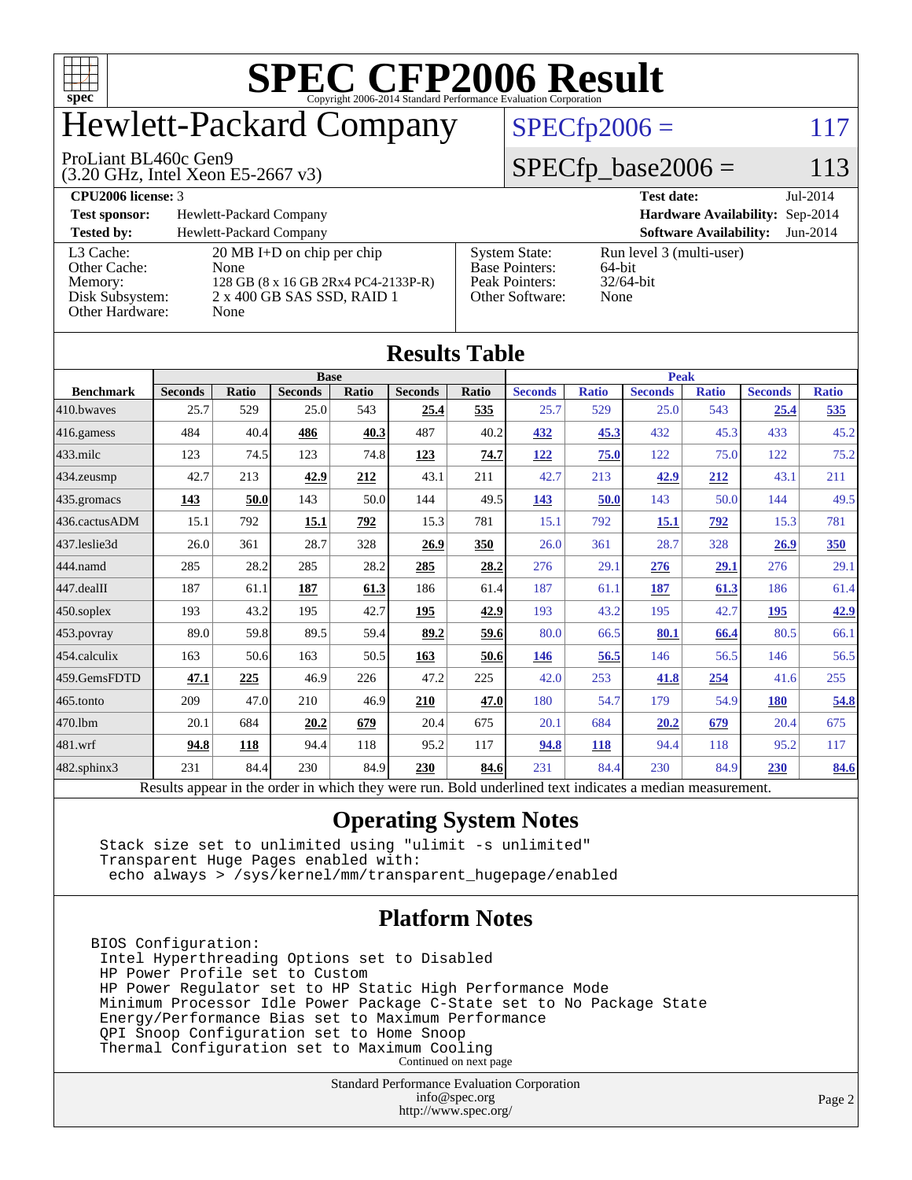# SPEC CFP2006 Result

Copyright 2006-2014 Standard Performance Evaluation Corporation

## Hewlett-Packard Company

ProLiant BL460c Gen9
(3.20 GHz, Intel Xeon E5-2667 v3)

SPECfp2006 = 117

SPECfp_base2006 = 113

| | | | |
|---|---|---|---|
| **CPU2006 license:** 3 | | **Test date:** | Jul-2014 |
| **Test sponsor:** | Hewlett-Packard Company | **Hardware Availability:** | Sep-2014 |
| **Tested by:** | Hewlett-Packard Company | **Software Availability:** | Jun-2014 |

| | | | |
|---|---|---|---|
| L3 Cache: | 20 MB I+D on chip per chip | System State: | Run level 3 (multi-user) |
| Other Cache: | None | Base Pointers: | 64-bit |
| Memory: | 128 GB (8 x 16 GB 2Rx4 PC4-2133P-R) | Peak Pointers: | 32/64-bit |
| Disk Subsystem: | 2 x 400 GB SAS SSD, RAID 1 | Other Software: | None |
| Other Hardware: | None | | |

## Results Table

| | Base | | | | | | Peak | | | | | |
|---|---|---|---|---|---|---|---|---|---|---|---|---|
| **Benchmark** | **Seconds** | **Ratio** | **Seconds** | **Ratio** | **Seconds** | **Ratio** | **Seconds** | **Ratio** | **Seconds** | **Ratio** | **Seconds** | **Ratio** |
| 410.bwaves | 25.7 | 529 | 25.0 | 543 | **25.4** | **535** | 25.7 | 529 | 25.0 | 543 | **25.4** | **535** |
| 416.gamess | 484 | 40.4 | **486** | **40.3** | 487 | 40.2 | **432** | **45.3** | 432 | 45.3 | 433 | 45.2 |
| 433.milc | 123 | 74.5 | 123 | 74.8 | **123** | **74.7** | **122** | **75.0** | 122 | 75.0 | 122 | 75.2 |
| 434.zeusmp | 42.7 | 213 | **42.9** | **212** | 43.1 | 211 | 42.7 | 213 | **42.9** | **212** | 43.1 | 211 |
| 435.gromacs | **143** | **50.0** | 143 | 50.0 | 144 | 49.5 | **143** | **50.0** | 143 | 50.0 | 144 | 49.5 |
| 436.cactusADM | 15.1 | 792 | **15.1** | **792** | 15.3 | 781 | 15.1 | 792 | **15.1** | **792** | 15.3 | 781 |
| 437.leslie3d | 26.0 | 361 | 28.7 | 328 | **26.9** | **350** | 26.0 | 361 | 28.7 | 328 | **26.9** | **350** |
| 444.namd | 285 | 28.2 | 285 | 28.2 | **285** | **28.2** | 276 | 29.1 | **276** | **29.1** | 276 | 29.1 |
| 447.dealII | 187 | 61.1 | **187** | **61.3** | 186 | 61.4 | 187 | 61.1 | **187** | **61.3** | 186 | 61.4 |
| 450.soplex | 193 | 43.2 | 195 | 42.7 | **195** | **42.9** | 193 | 43.2 | 195 | 42.7 | **195** | **42.9** |
| 453.povray | 89.0 | 59.8 | 89.5 | 59.4 | **89.2** | **59.6** | 80.0 | 66.5 | **80.1** | **66.4** | 80.5 | 66.1 |
| 454.calculix | 163 | 50.6 | 163 | 50.5 | **163** | **50.6** | **146** | **56.5** | 146 | 56.5 | 146 | 56.5 |
| 459.GemsFDTD | **47.1** | **225** | 46.9 | 226 | 47.2 | 225 | 42.0 | 253 | **41.8** | **254** | 41.6 | 255 |
| 465.tonto | 209 | 47.0 | 210 | 46.9 | **210** | **47.0** | 180 | 54.7 | 179 | 54.9 | **180** | **54.8** |
| 470.lbm | 20.1 | 684 | **20.2** | **679** | 20.4 | 675 | 20.1 | 684 | **20.2** | **679** | 20.4 | 675 |
| 481.wrf | **94.8** | **118** | 94.4 | 118 | 95.2 | 117 | **94.8** | **118** | 94.4 | 118 | 95.2 | 117 |
| 482.sphinx3 | 231 | 84.4 | 230 | 84.9 | **230** | **84.6** | 231 | 84.4 | 230 | 84.9 | **230** | **84.6** |

Results appear in the order in which they were run. Bold underlined text indicates a median measurement.

## Operating System Notes

```
Stack size set to unlimited using "ulimit -s unlimited"
Transparent Huge Pages enabled with:
 echo always > /sys/kernel/mm/transparent_hugepage/enabled
```

## Platform Notes

```
BIOS Configuration:
 Intel Hyperthreading Options set to Disabled
 HP Power Profile set to Custom
 HP Power Regulator set to HP Static High Performance Mode
 Minimum Processor Idle Power Package C-State set to No Package State
 Energy/Performance Bias set to Maximum Performance
 QPI Snoop Configuration set to Home Snoop
 Thermal Configuration set to Maximum Cooling
```

Continued on next page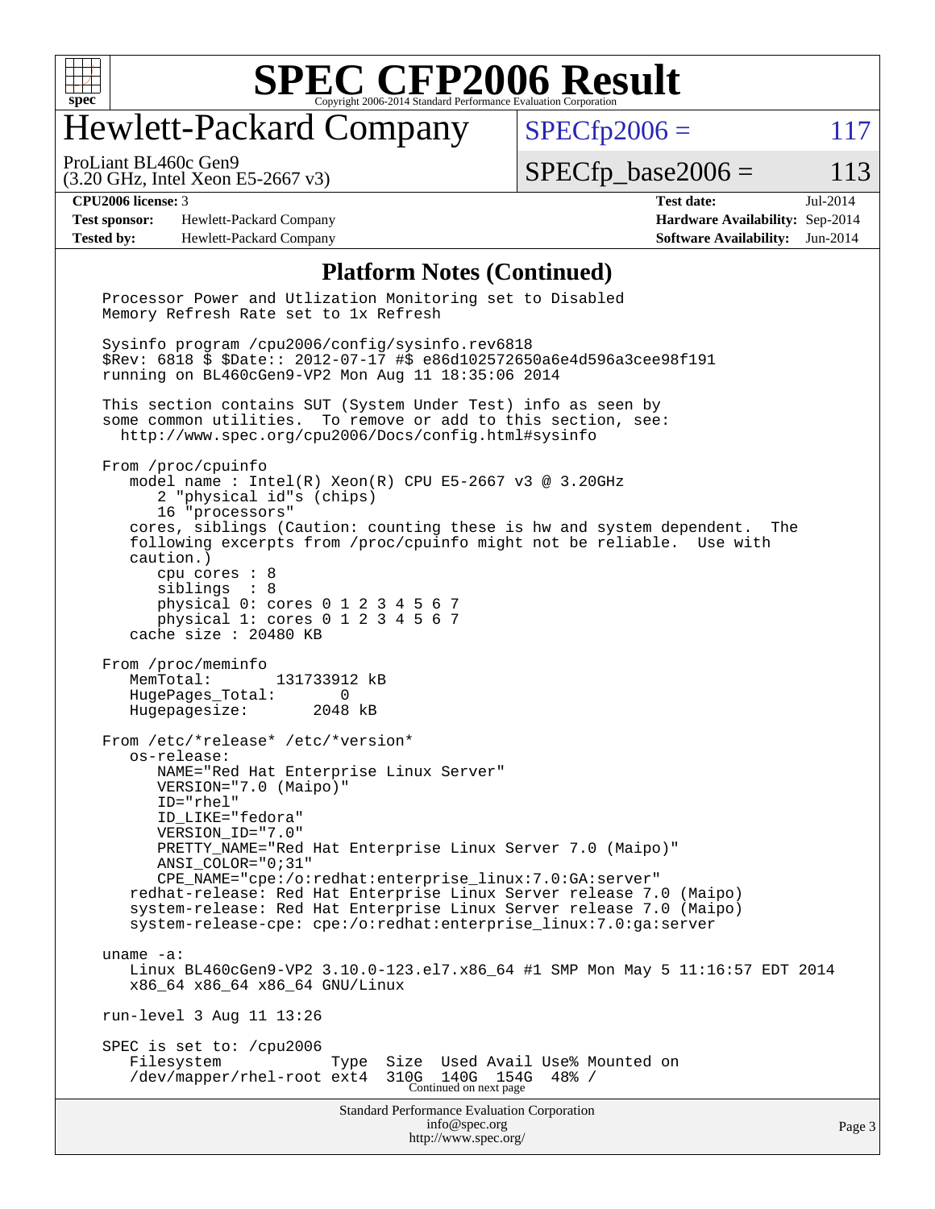# SPEC CFP2006 Result

## Hewlett-Packard Company

ProLiant BL460c Gen9
(3.20 GHz, Intel Xeon E5-2667 v3)

SPECfp2006 = 117

SPECfp_base2006 = 113

**CPU2006 license:** 3
**Test sponsor:** Hewlett-Packard Company
**Tested by:** Hewlett-Packard Company

**Test date:** Jul-2014
**Hardware Availability:** Sep-2014
**Software Availability:** Jun-2014

### Platform Notes (Continued)

```
Processor Power and Utlization Monitoring set to Disabled
Memory Refresh Rate set to 1x Refresh

Sysinfo program /cpu2006/config/sysinfo.rev6818
$Rev: 6818 $ $Date:: 2012-07-17 #$ e86d102572650a6e4d596a3cee98f191
running on BL460cGen9-VP2 Mon Aug 11 18:35:06 2014

This section contains SUT (System Under Test) info as seen by
some common utilities.  To remove or add to this section, see:
  http://www.spec.org/cpu2006/Docs/config.html#sysinfo

From /proc/cpuinfo
   model name : Intel(R) Xeon(R) CPU E5-2667 v3 @ 3.20GHz
      2 "physical id"s (chips)
      16 "processors"
   cores, siblings (Caution: counting these is hw and system dependent.  The
   following excerpts from /proc/cpuinfo might not be reliable.  Use with
   caution.)
      cpu cores : 8
      siblings  : 8
      physical 0: cores 0 1 2 3 4 5 6 7
      physical 1: cores 0 1 2 3 4 5 6 7
   cache size : 20480 KB

From /proc/meminfo
   MemTotal:       131733912 kB
   HugePages_Total:       0
   Hugepagesize:       2048 kB

From /etc/*release* /etc/*version*
   os-release:
      NAME="Red Hat Enterprise Linux Server"
      VERSION="7.0 (Maipo)"
      ID="rhel"
      ID_LIKE="fedora"
      VERSION_ID="7.0"
      PRETTY_NAME="Red Hat Enterprise Linux Server 7.0 (Maipo)"
      ANSI_COLOR="0;31"
      CPE_NAME="cpe:/o:redhat:enterprise_linux:7.0:GA:server"
   redhat-release: Red Hat Enterprise Linux Server release 7.0 (Maipo)
   system-release: Red Hat Enterprise Linux Server release 7.0 (Maipo)
   system-release-cpe: cpe:/o:redhat:enterprise_linux:7.0:ga:server

uname -a:
   Linux BL460cGen9-VP2 3.10.0-123.el7.x86_64 #1 SMP Mon May 5 11:16:57 EDT 2014
   x86_64 x86_64 x86_64 GNU/Linux

run-level 3 Aug 11 13:26

SPEC is set to: /cpu2006
   Filesystem            Type  Size  Used Avail Use% Mounted on
   /dev/mapper/rhel-root ext4  310G  140G  154G  48% /
```

Continued on next page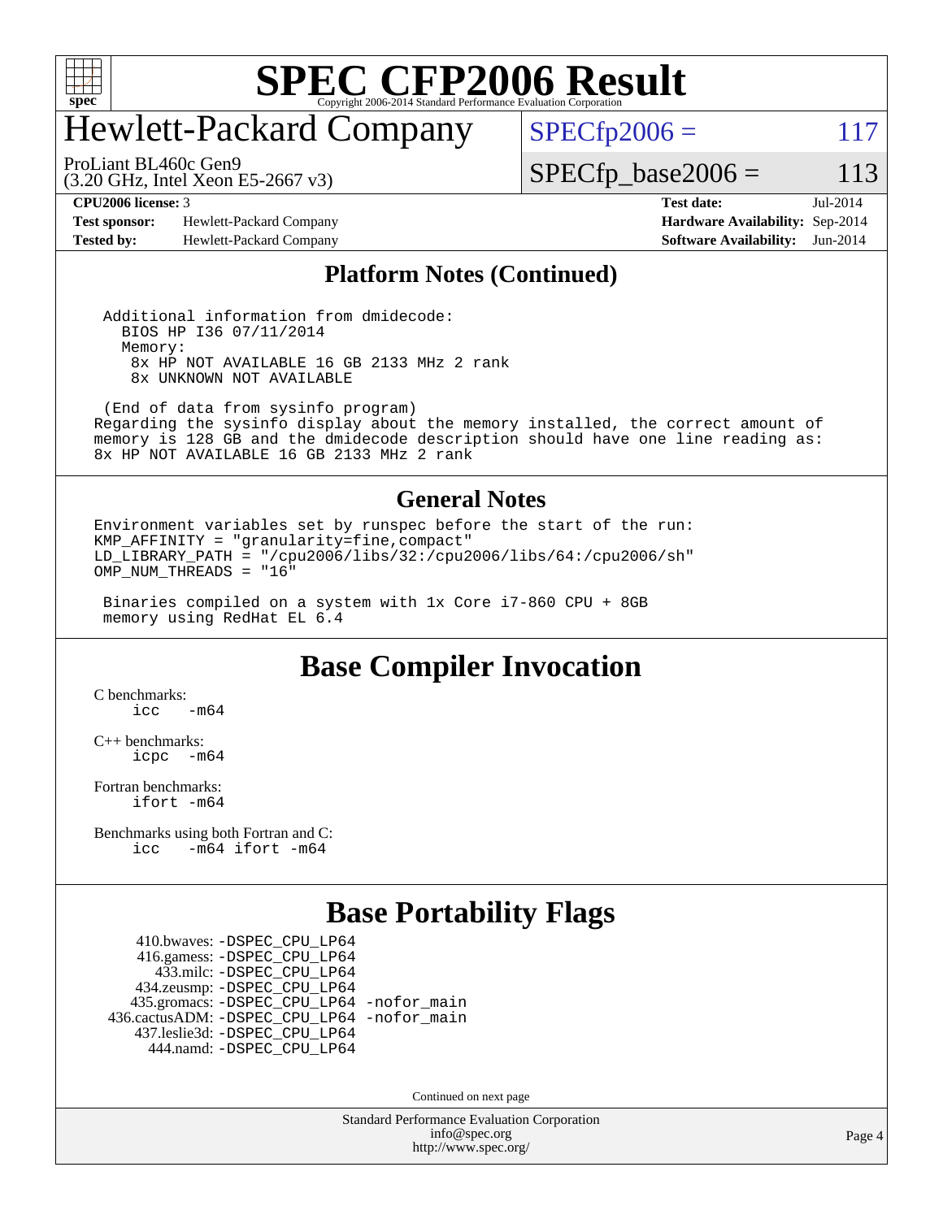# SPEC CFP2006 Result

# Hewlett-Packard Company

ProLiant BL460c Gen9
(3.20 GHz, Intel Xeon E5-2667 v3)

SPECfp2006 = 117

SPECfp_base2006 = 113

**CPU2006 license:** 3
**Test sponsor:** Hewlett-Packard Company
**Tested by:** Hewlett-Packard Company

**Test date:** Jul-2014
**Hardware Availability:** Sep-2014
**Software Availability:** Jun-2014

## Platform Notes (Continued)

```
 Additional information from dmidecode:
   BIOS HP I36 07/11/2014
   Memory:
    8x HP NOT AVAILABLE 16 GB 2133 MHz 2 rank
    8x UNKNOWN NOT AVAILABLE

 (End of data from sysinfo program)
Regarding the sysinfo display about the memory installed, the correct amount of
memory is 128 GB and the dmidecode description should have one line reading as:
8x HP NOT AVAILABLE 16 GB 2133 MHz 2 rank
```

## General Notes

```
Environment variables set by runspec before the start of the run:
KMP_AFFINITY = "granularity=fine,compact"
LD_LIBRARY_PATH = "/cpu2006/libs/32:/cpu2006/libs/64:/cpu2006/sh"
OMP_NUM_THREADS = "16"

 Binaries compiled on a system with 1x Core i7-860 CPU + 8GB
 memory using RedHat EL 6.4
```

## Base Compiler Invocation

C benchmarks:
```
icc   -m64
```

C++ benchmarks:
```
icpc  -m64
```

Fortran benchmarks:
```
ifort -m64
```

Benchmarks using both Fortran and C:
```
icc   -m64 ifort -m64
```

## Base Portability Flags

410.bwaves: -DSPEC_CPU_LP64
416.gamess: -DSPEC_CPU_LP64
433.milc: -DSPEC_CPU_LP64
434.zeusmp: -DSPEC_CPU_LP64
435.gromacs: -DSPEC_CPU_LP64 -nofor_main
436.cactusADM: -DSPEC_CPU_LP64 -nofor_main
437.leslie3d: -DSPEC_CPU_LP64
444.namd: -DSPEC_CPU_LP64

Continued on next page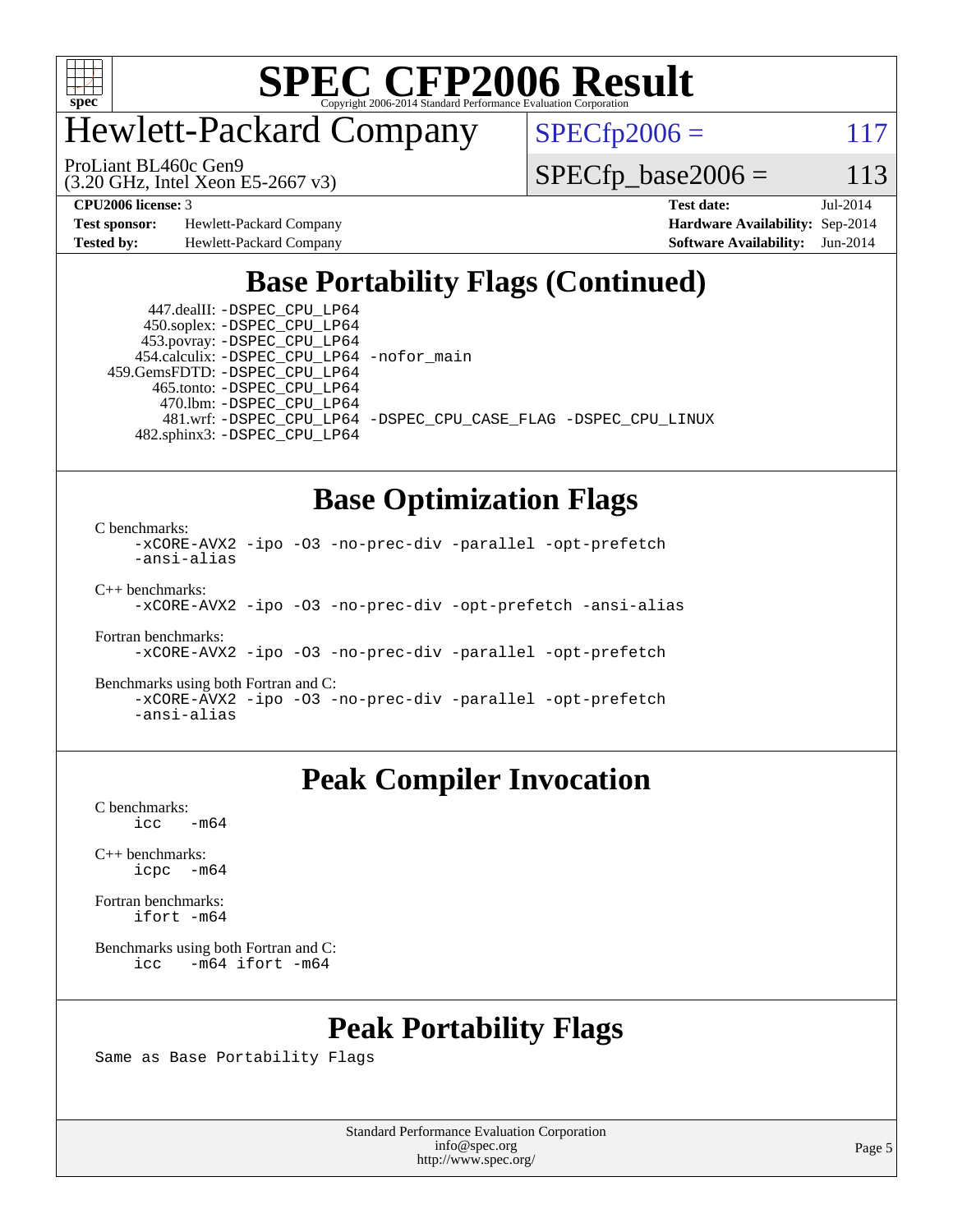# SPEC CFP2006 Result

Copyright 2006-2014 Standard Performance Evaluation Corporation

## Hewlett-Packard Company

ProLiant BL460c Gen9
(3.20 GHz, Intel Xeon E5-2667 v3)

SPECfp2006 = 117

SPECfp_base2006 = 113

| | | | |
|---|---|---|---|
| **CPU2006 license:** 3 | | **Test date:** | Jul-2014 |
| **Test sponsor:** | Hewlett-Packard Company | **Hardware Availability:** | Sep-2014 |
| **Tested by:** | Hewlett-Packard Company | **Software Availability:** | Jun-2014 |

## Base Portability Flags (Continued)

447.dealII: `-DSPEC_CPU_LP64`
450.soplex: `-DSPEC_CPU_LP64`
453.povray: `-DSPEC_CPU_LP64`
454.calculix: `-DSPEC_CPU_LP64 -nofor_main`
459.GemsFDTD: `-DSPEC_CPU_LP64`
465.tonto: `-DSPEC_CPU_LP64`
470.lbm: `-DSPEC_CPU_LP64`
481.wrf: `-DSPEC_CPU_LP64 -DSPEC_CPU_CASE_FLAG -DSPEC_CPU_LINUX`
482.sphinx3: `-DSPEC_CPU_LP64`

## Base Optimization Flags

C benchmarks:
```
-xCORE-AVX2 -ipo -O3 -no-prec-div -parallel -opt-prefetch
-ansi-alias
```

C++ benchmarks:
```
-xCORE-AVX2 -ipo -O3 -no-prec-div -opt-prefetch -ansi-alias
```

Fortran benchmarks:
```
-xCORE-AVX2 -ipo -O3 -no-prec-div -parallel -opt-prefetch
```

Benchmarks using both Fortran and C:
```
-xCORE-AVX2 -ipo -O3 -no-prec-div -parallel -opt-prefetch
-ansi-alias
```

## Peak Compiler Invocation

C benchmarks:
```
icc   -m64
```

C++ benchmarks:
```
icpc  -m64
```

Fortran benchmarks:
```
ifort -m64
```

Benchmarks using both Fortran and C:
```
icc   -m64 ifort -m64
```

## Peak Portability Flags

Same as Base Portability Flags

Standard Performance Evaluation Corporation
info@spec.org
http://www.spec.org/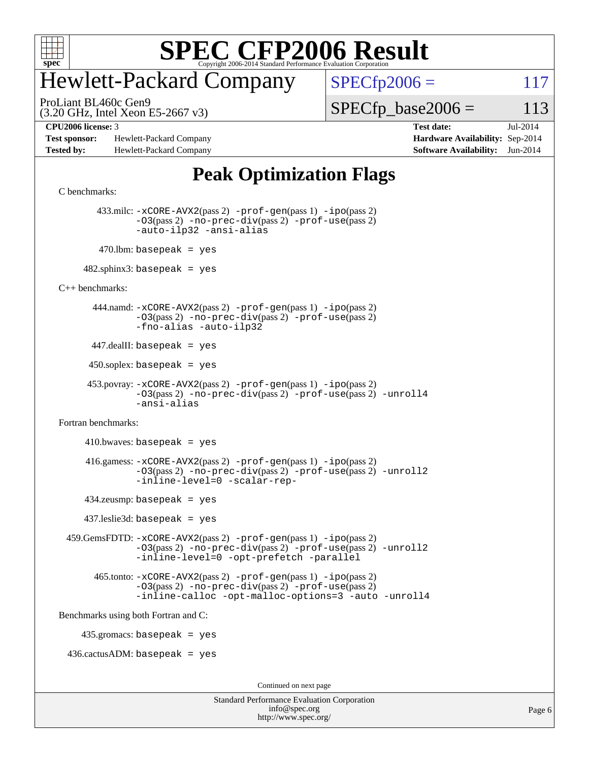# SPEC CFP2006 Result

Copyright 2006-2014 Standard Performance Evaluation Corporation

## Hewlett-Packard Company

ProLiant BL460c Gen9
(3.20 GHz, Intel Xeon E5-2667 v3)

SPECfp2006 = 117

SPECfp_base2006 = 113

| | | | |
|---|---|---|---|
| **CPU2006 license:** 3 | | **Test date:** | Jul-2014 |
| **Test sponsor:** | Hewlett-Packard Company | **Hardware Availability:** | Sep-2014 |
| **Tested by:** | Hewlett-Packard Company | **Software Availability:** | Jun-2014 |

## Peak Optimization Flags

C benchmarks:

433.milc: `-xCORE-AVX2`(pass 2) `-prof-gen`(pass 1) `-ipo`(pass 2) `-O3`(pass 2) `-no-prec-div`(pass 2) `-prof-use`(pass 2) `-auto-ilp32` `-ansi-alias`

470.lbm: `basepeak = yes`

482.sphinx3: `basepeak = yes`

C++ benchmarks:

444.namd: `-xCORE-AVX2`(pass 2) `-prof-gen`(pass 1) `-ipo`(pass 2) `-O3`(pass 2) `-no-prec-div`(pass 2) `-prof-use`(pass 2) `-fno-alias` `-auto-ilp32`

447.dealII: `basepeak = yes`

450.soplex: `basepeak = yes`

453.povray: `-xCORE-AVX2`(pass 2) `-prof-gen`(pass 1) `-ipo`(pass 2) `-O3`(pass 2) `-no-prec-div`(pass 2) `-prof-use`(pass 2) `-unroll4` `-ansi-alias`

Fortran benchmarks:

410.bwaves: `basepeak = yes`

416.gamess: `-xCORE-AVX2`(pass 2) `-prof-gen`(pass 1) `-ipo`(pass 2) `-O3`(pass 2) `-no-prec-div`(pass 2) `-prof-use`(pass 2) `-unroll2` `-inline-level=0` `-scalar-rep-`

434.zeusmp: `basepeak = yes`

437.leslie3d: `basepeak = yes`

459.GemsFDTD: `-xCORE-AVX2`(pass 2) `-prof-gen`(pass 1) `-ipo`(pass 2) `-O3`(pass 2) `-no-prec-div`(pass 2) `-prof-use`(pass 2) `-unroll2` `-inline-level=0` `-opt-prefetch` `-parallel`

465.tonto: `-xCORE-AVX2`(pass 2) `-prof-gen`(pass 1) `-ipo`(pass 2) `-O3`(pass 2) `-no-prec-div`(pass 2) `-prof-use`(pass 2) `-inline-calloc` `-opt-malloc-options=3` `-auto` `-unroll4`

Benchmarks using both Fortran and C:

435.gromacs: `basepeak = yes`

436.cactusADM: `basepeak = yes`

Continued on next page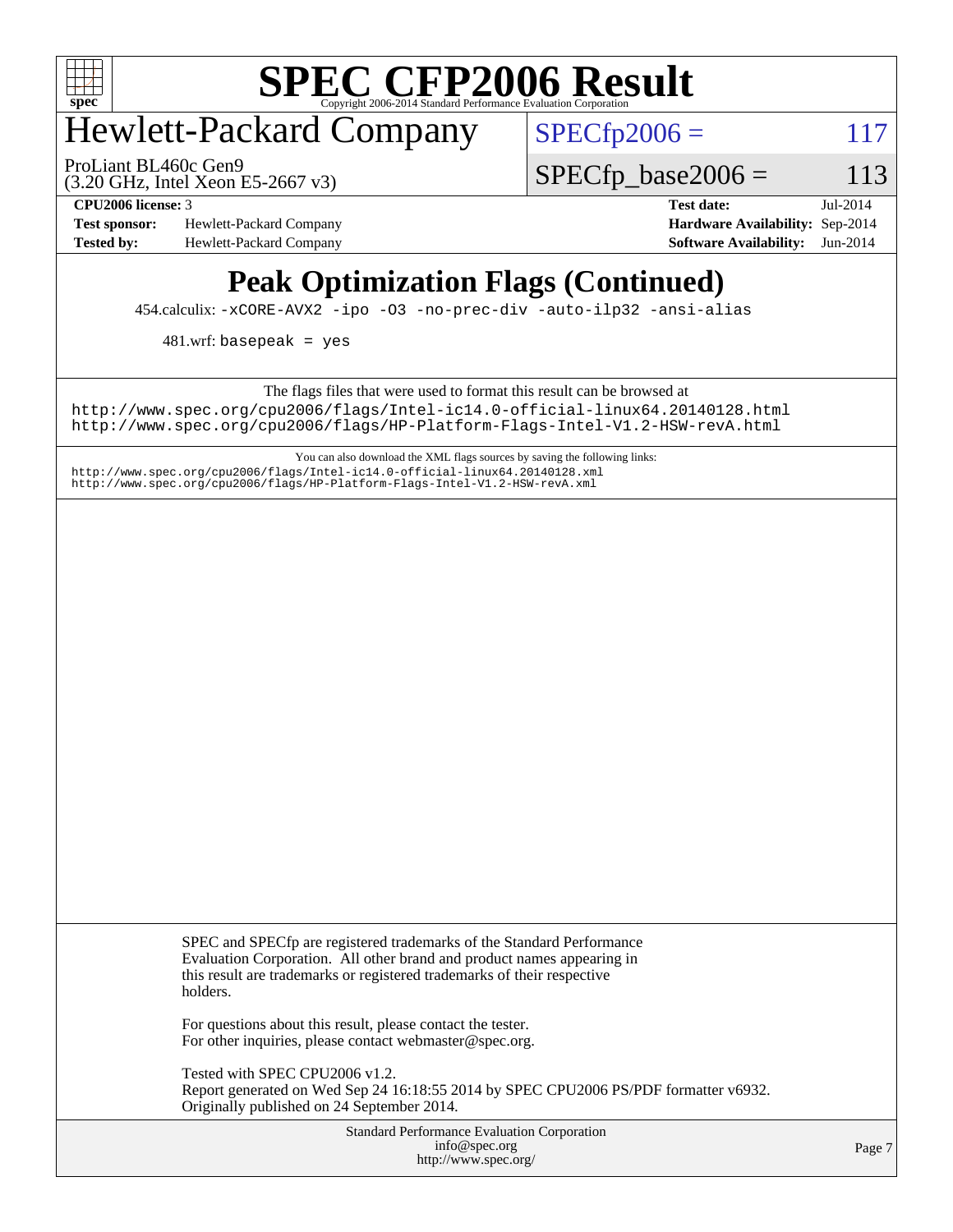# SPEC CFP2006 Result

Copyright 2006-2014 Standard Performance Evaluation Corporation

## Hewlett-Packard Company

ProLiant BL460c Gen9
(3.20 GHz, Intel Xeon E5-2667 v3)

SPECfp2006 = 117

SPECfp_base2006 = 113

**CPU2006 license:** 3
**Test sponsor:** Hewlett-Packard Company
**Tested by:** Hewlett-Packard Company

**Test date:** Jul-2014
**Hardware Availability:** Sep-2014
**Software Availability:** Jun-2014

## Peak Optimization Flags (Continued)

454.calculix: `-xCORE-AVX2 -ipo -O3 -no-prec-div -auto-ilp32 -ansi-alias`

481.wrf: `basepeak = yes`

The flags files that were used to format this result can be browsed at
http://www.spec.org/cpu2006/flags/Intel-ic14.0-official-linux64.20140128.html
http://www.spec.org/cpu2006/flags/HP-Platform-Flags-Intel-V1.2-HSW-revA.html

You can also download the XML flags sources by saving the following links:
http://www.spec.org/cpu2006/flags/Intel-ic14.0-official-linux64.20140128.xml
http://www.spec.org/cpu2006/flags/HP-Platform-Flags-Intel-V1.2-HSW-revA.xml

SPEC and SPECfp are registered trademarks of the Standard Performance Evaluation Corporation. All other brand and product names appearing in this result are trademarks or registered trademarks of their respective holders.

For questions about this result, please contact the tester.
For other inquiries, please contact webmaster@spec.org.

Tested with SPEC CPU2006 v1.2.
Report generated on Wed Sep 24 16:18:55 2014 by SPEC CPU2006 PS/PDF formatter v6932.
Originally published on 24 September 2014.

Standard Performance Evaluation Corporation
info@spec.org
http://www.spec.org/